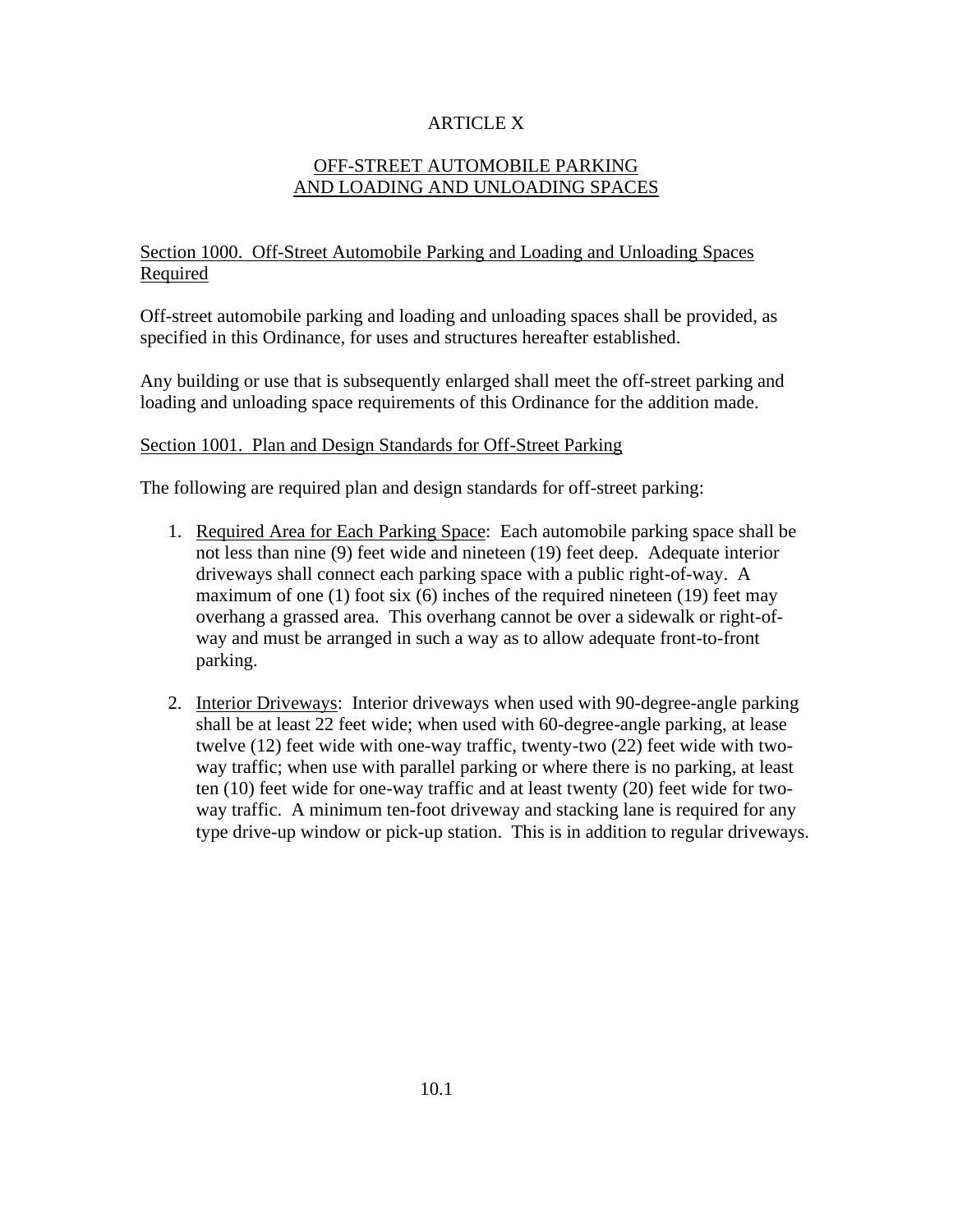# ARTICLE X

## OFF-STREET AUTOMOBILE PARKING AND LOADING AND UNLOADING SPACES

### Section 1000. Off-Street Automobile Parking and Loading and Unloading Spaces Required

Off-street automobile parking and loading and unloading spaces shall be provided, as specified in this Ordinance, for uses and structures hereafter established.

Any building or use that is subsequently enlarged shall meet the off-street parking and loading and unloading space requirements of this Ordinance for the addition made.

### Section 1001. Plan and Design Standards for Off-Street Parking

The following are required plan and design standards for off-street parking:

1. Required Area for Each Parking Space: Each automobile parking space shall be not less than nine (9) feet wide and nineteen (19) feet deep. Adequate interior driveways shall connect each parking space with a public right-of-way. A maximum of one (1) foot six (6) inches of the required nineteen (19) feet may overhang a grassed area. This overhang cannot be over a sidewalk or right-of-way and must be arranged in such a way as to allow adequate front-to-front parking.

2. Interior Driveways: Interior driveways when used with 90-degree-angle parking shall be at least 22 feet wide; when used with 60-degree-angle parking, at lease twelve (12) feet wide with one-way traffic, twenty-two (22) feet wide with two-way traffic; when use with parallel parking or where there is no parking, at least ten (10) feet wide for one-way traffic and at least twenty (20) feet wide for two-way traffic. A minimum ten-foot driveway and stacking lane is required for any type drive-up window or pick-up station. This is in addition to regular driveways.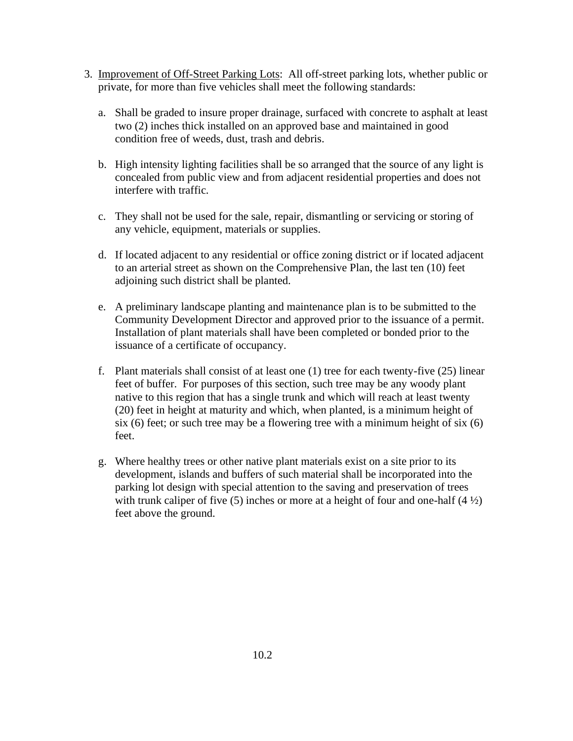3. <u>Improvement of Off-Street Parking Lots</u>: All off-street parking lots, whether public or private, for more than five vehicles shall meet the following standards:

   a. Shall be graded to insure proper drainage, surfaced with concrete to asphalt at least two (2) inches thick installed on an approved base and maintained in good condition free of weeds, dust, trash and debris.

   b. High intensity lighting facilities shall be so arranged that the source of any light is concealed from public view and from adjacent residential properties and does not interfere with traffic.

   c. They shall not be used for the sale, repair, dismantling or servicing or storing of any vehicle, equipment, materials or supplies.

   d. If located adjacent to any residential or office zoning district or if located adjacent to an arterial street as shown on the Comprehensive Plan, the last ten (10) feet adjoining such district shall be planted.

   e. A preliminary landscape planting and maintenance plan is to be submitted to the Community Development Director and approved prior to the issuance of a permit. Installation of plant materials shall have been completed or bonded prior to the issuance of a certificate of occupancy.

   f. Plant materials shall consist of at least one (1) tree for each twenty-five (25) linear feet of buffer. For purposes of this section, such tree may be any woody plant native to this region that has a single trunk and which will reach at least twenty (20) feet in height at maturity and which, when planted, is a minimum height of six (6) feet; or such tree may be a flowering tree with a minimum height of six (6) feet.

   g. Where healthy trees or other native plant materials exist on a site prior to its development, islands and buffers of such material shall be incorporated into the parking lot design with special attention to the saving and preservation of trees with trunk caliper of five (5) inches or more at a height of four and one-half (4 ½) feet above the ground.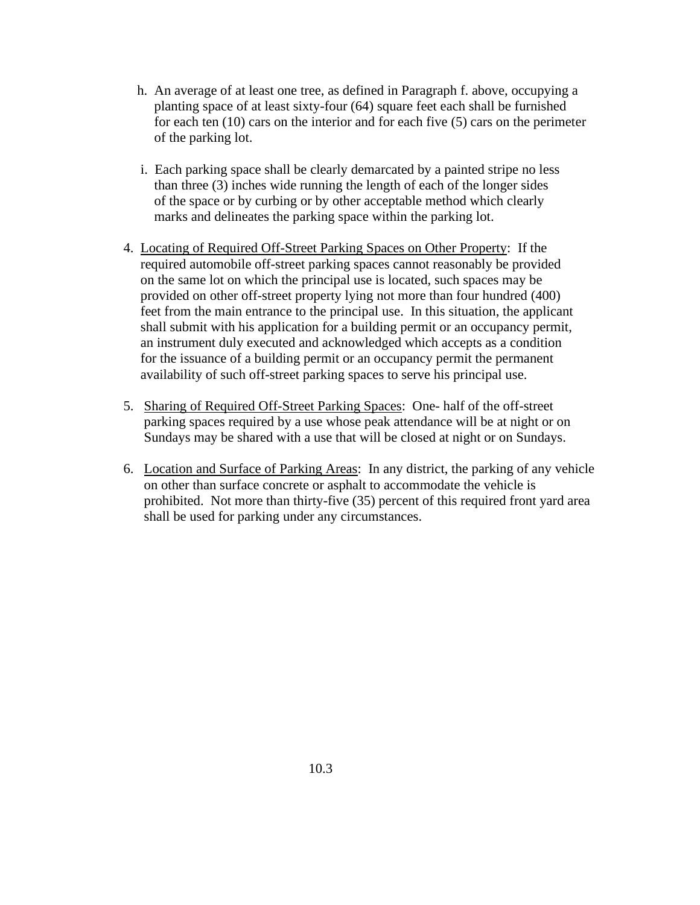h. An average of at least one tree, as defined in Paragraph f. above, occupying a planting space of at least sixty-four (64) square feet each shall be furnished for each ten (10) cars on the interior and for each five (5) cars on the perimeter of the parking lot.

i. Each parking space shall be clearly demarcated by a painted stripe no less than three (3) inches wide running the length of each of the longer sides of the space or by curbing or by other acceptable method which clearly marks and delineates the parking space within the parking lot.

4. <u>Locating of Required Off-Street Parking Spaces on Other Property</u>: If the required automobile off-street parking spaces cannot reasonably be provided on the same lot on which the principal use is located, such spaces may be provided on other off-street property lying not more than four hundred (400) feet from the main entrance to the principal use. In this situation, the applicant shall submit with his application for a building permit or an occupancy permit, an instrument duly executed and acknowledged which accepts as a condition for the issuance of a building permit or an occupancy permit the permanent availability of such off-street parking spaces to serve his principal use.

5. <u>Sharing of Required Off-Street Parking Spaces</u>: One- half of the off-street parking spaces required by a use whose peak attendance will be at night or on Sundays may be shared with a use that will be closed at night or on Sundays.

6. <u>Location and Surface of Parking Areas</u>: In any district, the parking of any vehicle on other than surface concrete or asphalt to accommodate the vehicle is prohibited. Not more than thirty-five (35) percent of this required front yard area shall be used for parking under any circumstances.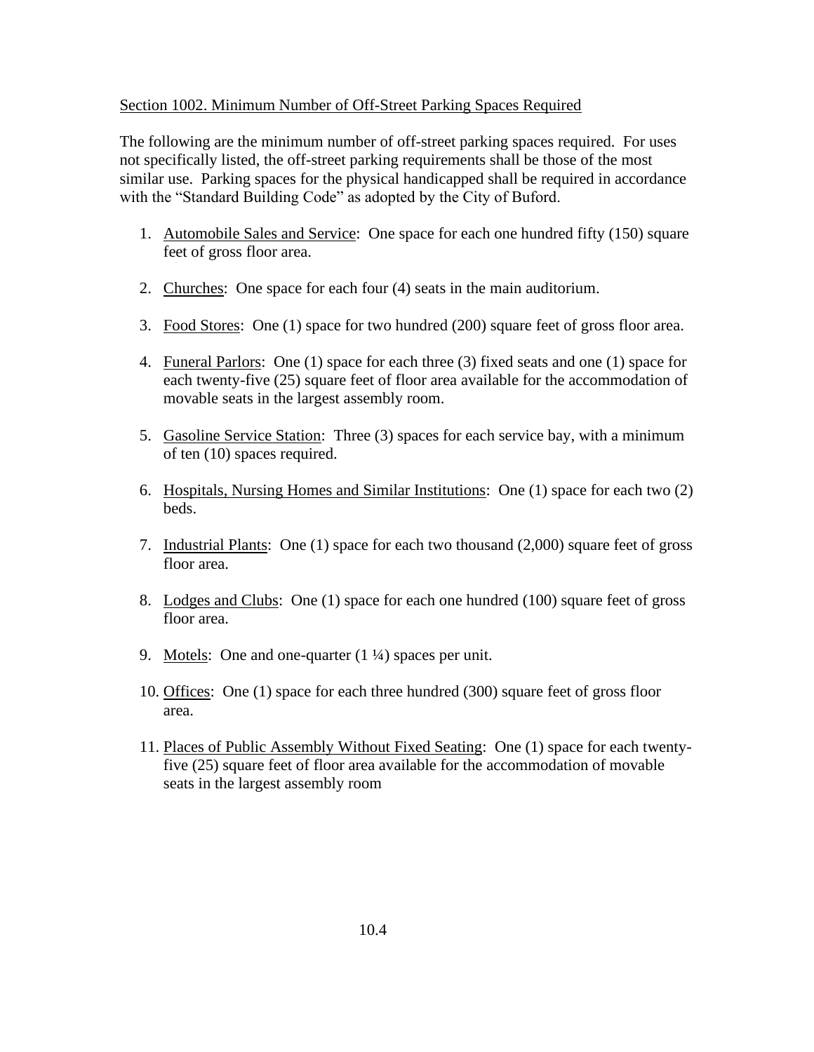Section 1002. Minimum Number of Off-Street Parking Spaces Required

The following are the minimum number of off-street parking spaces required. For uses not specifically listed, the off-street parking requirements shall be those of the most similar use. Parking spaces for the physical handicapped shall be required in accordance with the "Standard Building Code" as adopted by the City of Buford.

1. Automobile Sales and Service: One space for each one hundred fifty (150) square feet of gross floor area.

2. Churches: One space for each four (4) seats in the main auditorium.

3. Food Stores: One (1) space for two hundred (200) square feet of gross floor area.

4. Funeral Parlors: One (1) space for each three (3) fixed seats and one (1) space for each twenty-five (25) square feet of floor area available for the accommodation of movable seats in the largest assembly room.

5. Gasoline Service Station: Three (3) spaces for each service bay, with a minimum of ten (10) spaces required.

6. Hospitals, Nursing Homes and Similar Institutions: One (1) space for each two (2) beds.

7. Industrial Plants: One (1) space for each two thousand (2,000) square feet of gross floor area.

8. Lodges and Clubs: One (1) space for each one hundred (100) square feet of gross floor area.

9. Motels: One and one-quarter (1 ¼) spaces per unit.

10. Offices: One (1) space for each three hundred (300) square feet of gross floor area.

11. Places of Public Assembly Without Fixed Seating: One (1) space for each twenty-five (25) square feet of floor area available for the accommodation of movable seats in the largest assembly room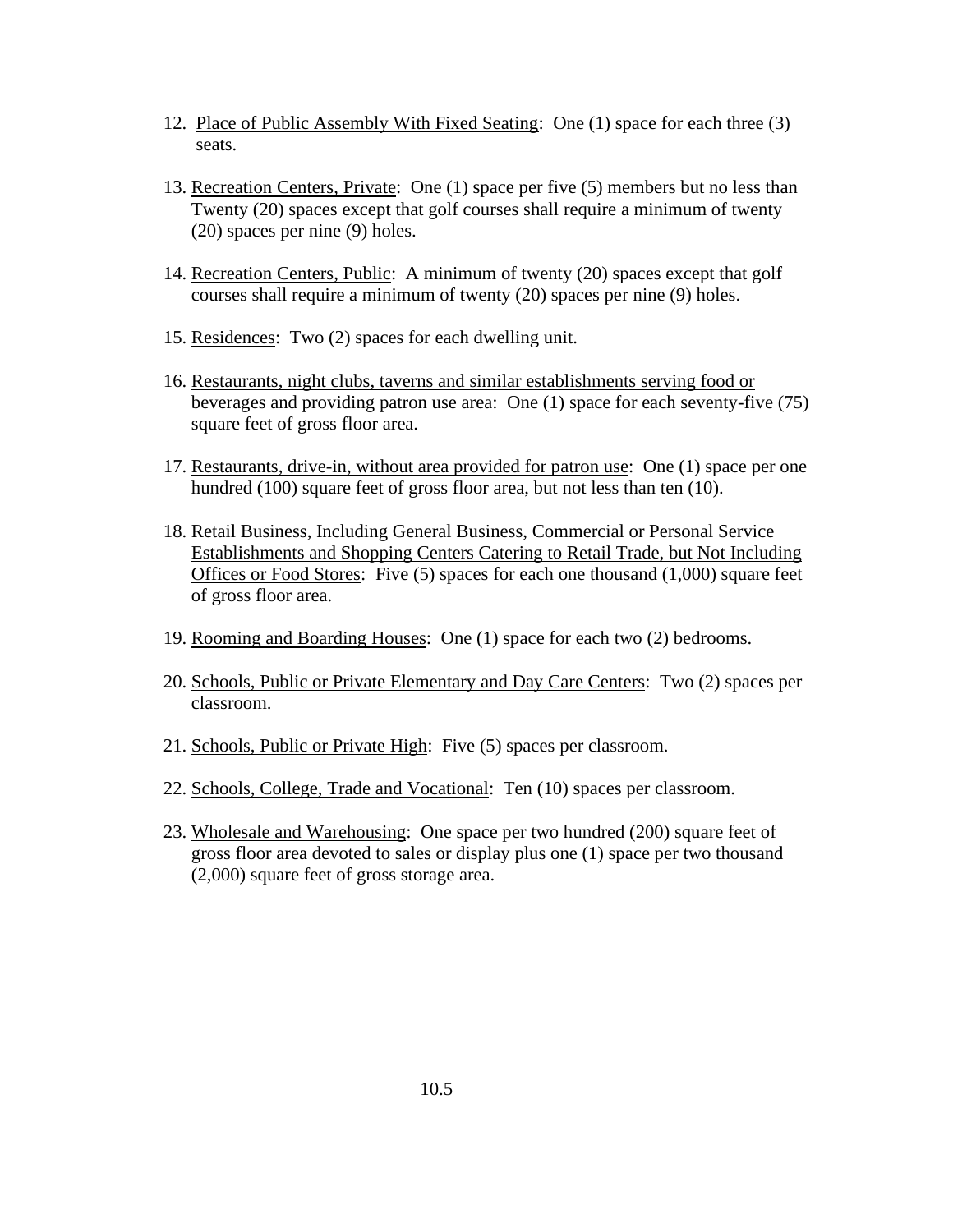12. <u>Place of Public Assembly With Fixed Seating</u>: One (1) space for each three (3) seats.

13. <u>Recreation Centers, Private</u>: One (1) space per five (5) members but no less than Twenty (20) spaces except that golf courses shall require a minimum of twenty (20) spaces per nine (9) holes.

14. <u>Recreation Centers, Public</u>: A minimum of twenty (20) spaces except that golf courses shall require a minimum of twenty (20) spaces per nine (9) holes.

15. <u>Residences</u>: Two (2) spaces for each dwelling unit.

16. <u>Restaurants, night clubs, taverns and similar establishments serving food or beverages and providing patron use area</u>: One (1) space for each seventy-five (75) square feet of gross floor area.

17. <u>Restaurants, drive-in, without area provided for patron use</u>: One (1) space per one hundred (100) square feet of gross floor area, but not less than ten (10).

18. <u>Retail Business, Including General Business, Commercial or Personal Service Establishments and Shopping Centers Catering to Retail Trade, but Not Including Offices or Food Stores</u>: Five (5) spaces for each one thousand (1,000) square feet of gross floor area.

19. <u>Rooming and Boarding Houses</u>: One (1) space for each two (2) bedrooms.

20. <u>Schools, Public or Private Elementary and Day Care Centers</u>: Two (2) spaces per classroom.

21. <u>Schools, Public or Private High</u>: Five (5) spaces per classroom.

22. <u>Schools, College, Trade and Vocational</u>: Ten (10) spaces per classroom.

23. <u>Wholesale and Warehousing</u>: One space per two hundred (200) square feet of gross floor area devoted to sales or display plus one (1) space per two thousand (2,000) square feet of gross storage area.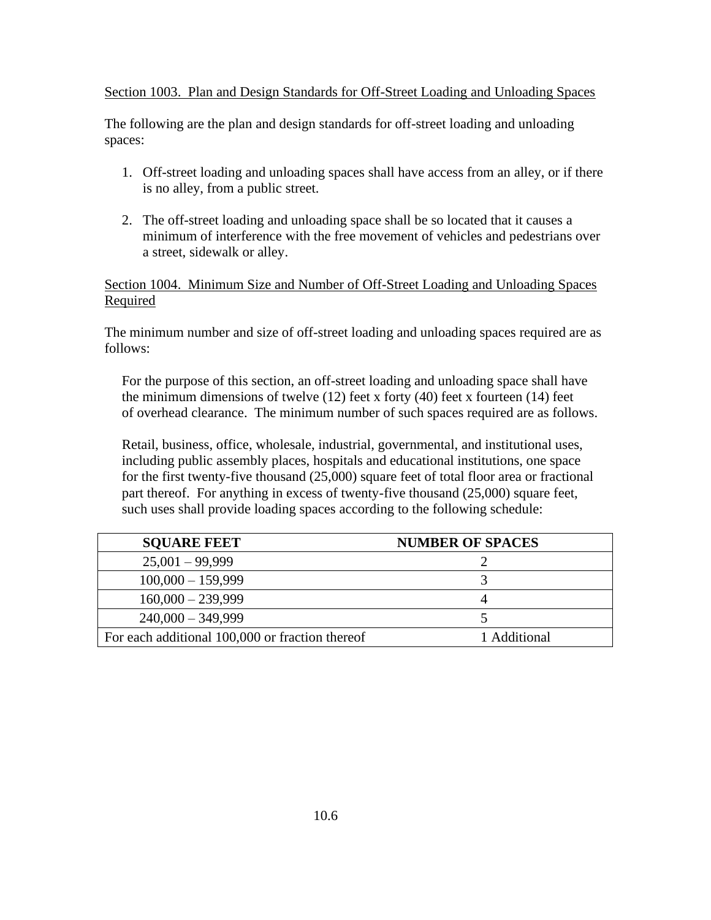Section 1003. Plan and Design Standards for Off-Street Loading and Unloading Spaces

The following are the plan and design standards for off-street loading and unloading spaces:

1. Off-street loading and unloading spaces shall have access from an alley, or if there is no alley, from a public street.

2. The off-street loading and unloading space shall be so located that it causes a minimum of interference with the free movement of vehicles and pedestrians over a street, sidewalk or alley.

Section 1004. Minimum Size and Number of Off-Street Loading and Unloading Spaces Required

The minimum number and size of off-street loading and unloading spaces required are as follows:

For the purpose of this section, an off-street loading and unloading space shall have the minimum dimensions of twelve (12) feet x forty (40) feet x fourteen (14) feet of overhead clearance. The minimum number of such spaces required are as follows.

Retail, business, office, wholesale, industrial, governmental, and institutional uses, including public assembly places, hospitals and educational institutions, one space for the first twenty-five thousand (25,000) square feet of total floor area or fractional part thereof. For anything in excess of twenty-five thousand (25,000) square feet, such uses shall provide loading spaces according to the following schedule:

| **SQUARE FEET** | **NUMBER OF SPACES** |
|---|---|
| 25,001 – 99,999 | 2 |
| 100,000 – 159,999 | 3 |
| 160,000 – 239,999 | 4 |
| 240,000 – 349,999 | 5 |
| For each additional 100,000 or fraction thereof | 1 Additional |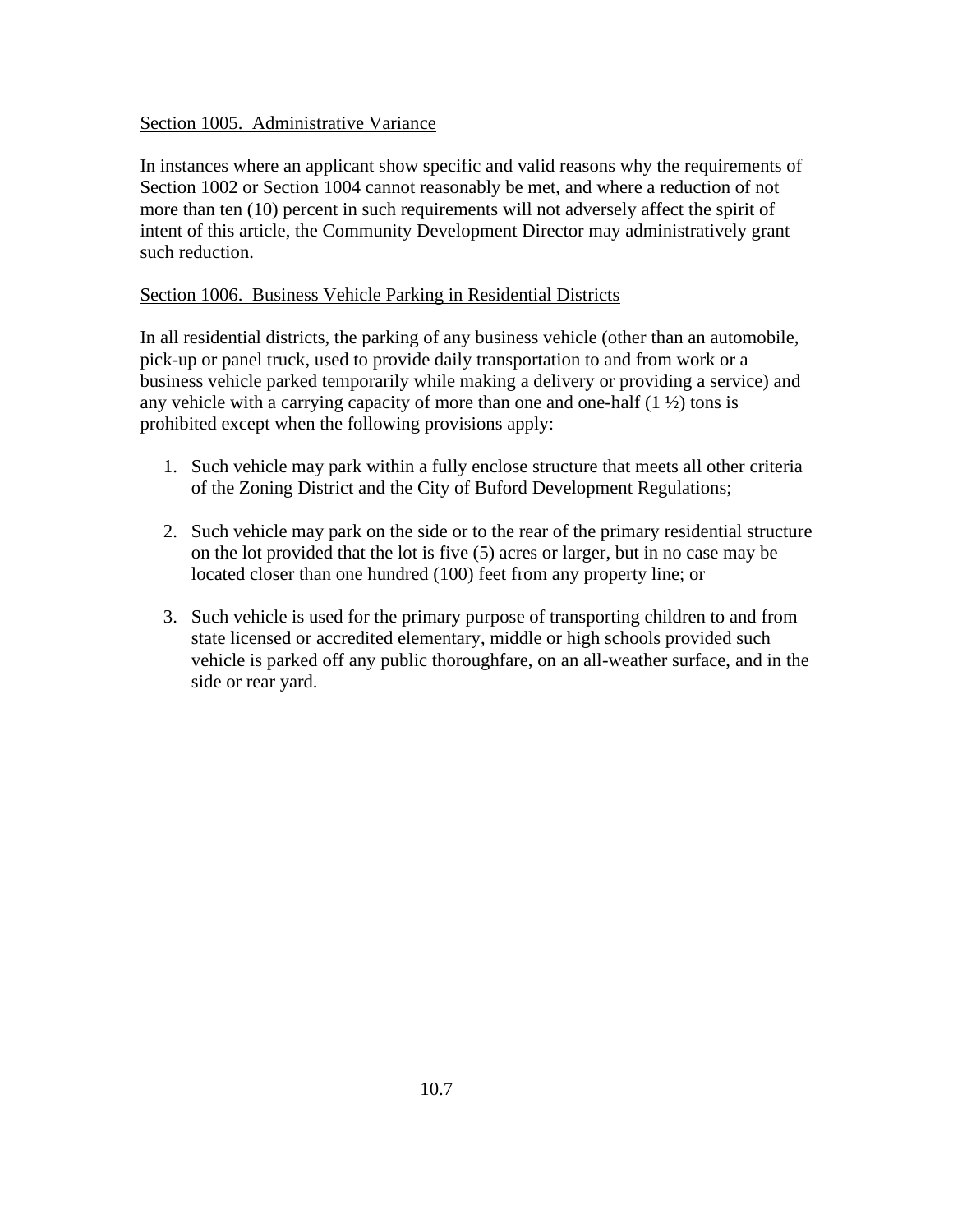Section 1005. Administrative Variance

In instances where an applicant show specific and valid reasons why the requirements of Section 1002 or Section 1004 cannot reasonably be met, and where a reduction of not more than ten (10) percent in such requirements will not adversely affect the spirit of intent of this article, the Community Development Director may administratively grant such reduction.

Section 1006. Business Vehicle Parking in Residential Districts

In all residential districts, the parking of any business vehicle (other than an automobile, pick-up or panel truck, used to provide daily transportation to and from work or a business vehicle parked temporarily while making a delivery or providing a service) and any vehicle with a carrying capacity of more than one and one-half (1 ½) tons is prohibited except when the following provisions apply:

1. Such vehicle may park within a fully enclose structure that meets all other criteria of the Zoning District and the City of Buford Development Regulations;

2. Such vehicle may park on the side or to the rear of the primary residential structure on the lot provided that the lot is five (5) acres or larger, but in no case may be located closer than one hundred (100) feet from any property line; or

3. Such vehicle is used for the primary purpose of transporting children to and from state licensed or accredited elementary, middle or high schools provided such vehicle is parked off any public thoroughfare, on an all-weather surface, and in the side or rear yard.